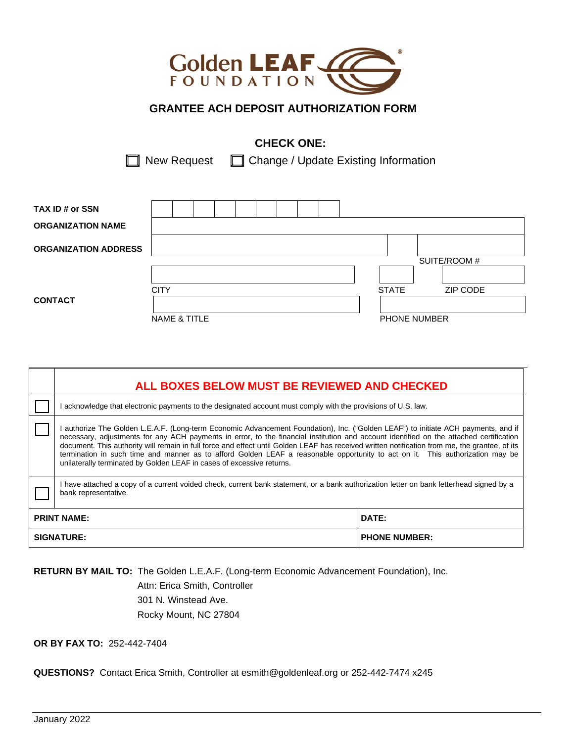Golden LEAF FOUNDATION

# GRANTEE ACH DEPOSIT AUTHORIZATION FORM

**CHECK ONE:**

☐ New Request ☐ Change / Update Existing Information

**TAX ID # or SSN** | | | | | | | | |

**ORGANIZATION NAME** ______________________

**ORGANIZATION ADDRESS** ______________________ SUITE/ROOM # ______

______________________ CITY ______ STATE ______ ZIP CODE

**CONTACT** ______________________ NAME & TITLE ______________________ PHONE NUMBER

| | **ALL BOXES BELOW MUST BE REVIEWED AND CHECKED** |
|---|---|
| ☐ | I acknowledge that electronic payments to the designated account must comply with the provisions of U.S. law. |
| ☐ | I authorize The Golden L.E.A.F. (Long-term Economic Advancement Foundation), Inc. ("Golden LEAF") to initiate ACH payments, and if necessary, adjustments for any ACH payments in error, to the financial institution and account identified on the attached certification document. This authority will remain in full force and effect until Golden LEAF has received written notification from me, the grantee, of its termination in such time and manner as to afford Golden LEAF a reasonable opportunity to act on it. This authorization may be unilaterally terminated by Golden LEAF in cases of excessive returns. |
| ☐ | I have attached a copy of a current voided check, current bank statement, or a bank authorization letter on bank letterhead signed by a bank representative. |

| | |
|---|---|
| **PRINT NAME:** | **DATE:** |
| **SIGNATURE:** | **PHONE NUMBER:** |

**RETURN BY MAIL TO:** The Golden L.E.A.F. (Long-term Economic Advancement Foundation), Inc.
Attn: Erica Smith, Controller
301 N. Winstead Ave.
Rocky Mount, NC 27804

**OR BY FAX TO:** 252-442-7404

**QUESTIONS?** Contact Erica Smith, Controller at esmith@goldenleaf.org or 252-442-7474 x245

January 2022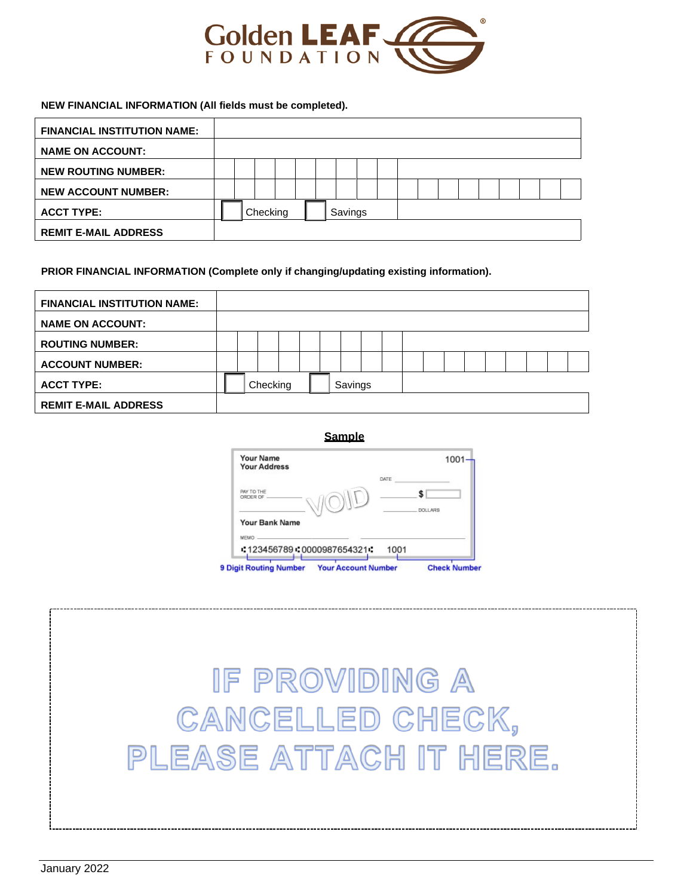# Golden LEAF FOUNDATION

**NEW FINANCIAL INFORMATION (All fields must be completed).**

| | |
|---|---|
| **FINANCIAL INSTITUTION NAME:** | |
| **NAME ON ACCOUNT:** | |
| **NEW ROUTING NUMBER:** | |
| **NEW ACCOUNT NUMBER:** | |
| **ACCT TYPE:** | ☐ Checking ☐ Savings |
| **REMIT E-MAIL ADDRESS** | |

**PRIOR FINANCIAL INFORMATION (Complete only if changing/updating existing information).**

| | |
|---|---|
| **FINANCIAL INSTITUTION NAME:** | |
| **NAME ON ACCOUNT:** | |
| **ROUTING NUMBER:** | |
| **ACCOUNT NUMBER:** | |
| **ACCT TYPE:** | ☐ Checking ☐ Savings |
| **REMIT E-MAIL ADDRESS** | |

**Sample**

Your Name
Your Address

1001

DATE

PAY TO THE ORDER OF $

VOID

DOLLARS

Your Bank Name

MEMO

⑆123456789⑆0000987654321⑆ 1001

9 Digit Routing Number | Your Account Number | Check Number

IF PROVIDING A CANCELLED CHECK, PLEASE ATTACH IT HERE.

January 2022